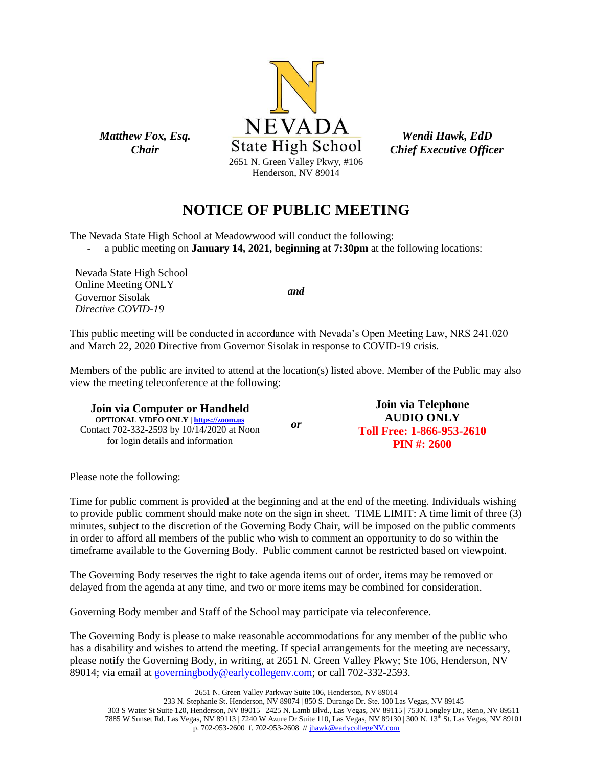*Matthew Fox, Esq.*
*Chair*

NEVADA
State High School
2651 N. Green Valley Pkwy, #106
Henderson, NV 89014

*Wendi Hawk, EdD*
*Chief Executive Officer*

# NOTICE OF PUBLIC MEETING

The Nevada State High School at Meadowwood will conduct the following:

- a public meeting on **January 14, 2021, beginning at 7:30pm** at the following locations:

Nevada State High School
Online Meeting ONLY
Governor Sisolak
*Directive COVID-19*

***and***

This public meeting will be conducted in accordance with Nevada's Open Meeting Law, NRS 241.020 and March 22, 2020 Directive from Governor Sisolak in response to COVID-19 crisis.

Members of the public are invited to attend at the location(s) listed above. Member of the Public may also view the meeting teleconference at the following:

**Join via Computer or Handheld**
**OPTIONAL VIDEO ONLY | https://zoom.us**
Contact 702-332-2593 by 10/14/2020 at Noon
for login details and information

***or***

**Join via Telephone**
**AUDIO ONLY**
**Toll Free: 1-866-953-2610**
**PIN #: 2600**

Please note the following:

Time for public comment is provided at the beginning and at the end of the meeting. Individuals wishing to provide public comment should make note on the sign in sheet. TIME LIMIT: A time limit of three (3) minutes, subject to the discretion of the Governing Body Chair, will be imposed on the public comments in order to afford all members of the public who wish to comment an opportunity to do so within the timeframe available to the Governing Body. Public comment cannot be restricted based on viewpoint.

The Governing Body reserves the right to take agenda items out of order, items may be removed or delayed from the agenda at any time, and two or more items may be combined for consideration.

Governing Body member and Staff of the School may participate via teleconference.

The Governing Body is please to make reasonable accommodations for any member of the public who has a disability and wishes to attend the meeting. If special arrangements for the meeting are necessary, please notify the Governing Body, in writing, at 2651 N. Green Valley Pkwy; Ste 106, Henderson, NV 89014; via email at governingbody@earlycollegenv.com; or call 702-332-2593.

2651 N. Green Valley Parkway Suite 106, Henderson, NV 89014
233 N. Stephanie St. Henderson, NV 89074 | 850 S. Durango Dr. Ste. 100 Las Vegas, NV 89145
303 S Water St Suite 120, Henderson, NV 89015 | 2425 N. Lamb Blvd., Las Vegas, NV 89115 | 7530 Longley Dr., Reno, NV 89511
7885 W Sunset Rd. Las Vegas, NV 89113 | 7240 W Azure Dr Suite 110, Las Vegas, NV 89130 | 300 N. 13th St. Las Vegas, NV 89101
p. 702-953-2600 f. 702-953-2608 // jhawk@earlycollegeNV.com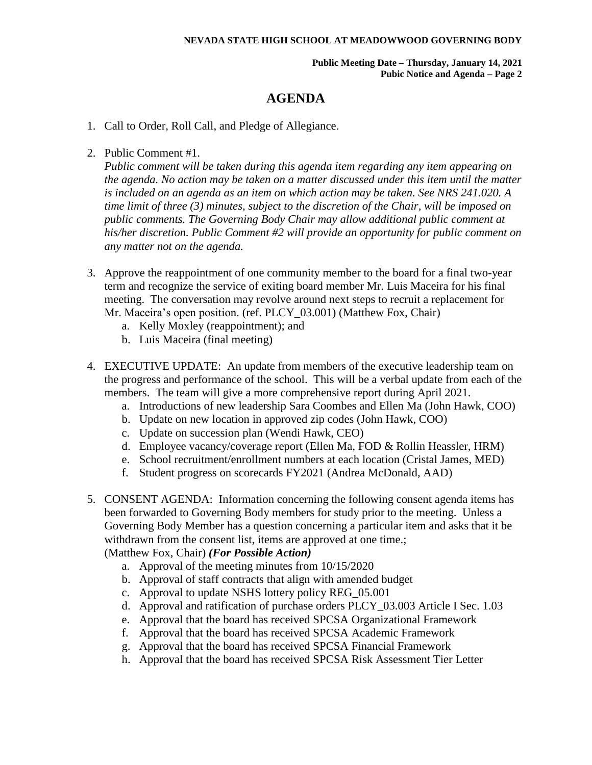# AGENDA

1. Call to Order, Roll Call, and Pledge of Allegiance.

2. Public Comment #1.
   *Public comment will be taken during this agenda item regarding any item appearing on the agenda. No action may be taken on a matter discussed under this item until the matter is included on an agenda as an item on which action may be taken. See NRS 241.020. A time limit of three (3) minutes, subject to the discretion of the Chair, will be imposed on public comments. The Governing Body Chair may allow additional public comment at his/her discretion. Public Comment #2 will provide an opportunity for public comment on any matter not on the agenda.*

3. Approve the reappointment of one community member to the board for a final two-year term and recognize the service of exiting board member Mr. Luis Maceira for his final meeting. The conversation may revolve around next steps to recruit a replacement for Mr. Maceira's open position. (ref. PLCY_03.001) (Matthew Fox, Chair)
   a. Kelly Moxley (reappointment); and
   b. Luis Maceira (final meeting)

4. EXECUTIVE UPDATE: An update from members of the executive leadership team on the progress and performance of the school. This will be a verbal update from each of the members. The team will give a more comprehensive report during April 2021.
   a. Introductions of new leadership Sara Coombes and Ellen Ma (John Hawk, COO)
   b. Update on new location in approved zip codes (John Hawk, COO)
   c. Update on succession plan (Wendi Hawk, CEO)
   d. Employee vacancy/coverage report (Ellen Ma, FOD & Rollin Heassler, HRM)
   e. School recruitment/enrollment numbers at each location (Cristal James, MED)
   f. Student progress on scorecards FY2021 (Andrea McDonald, AAD)

5. CONSENT AGENDA: Information concerning the following consent agenda items has been forwarded to Governing Body members for study prior to the meeting. Unless a Governing Body Member has a question concerning a particular item and asks that it be withdrawn from the consent list, items are approved at one time.;
   (Matthew Fox, Chair) ***(For Possible Action)***
   a. Approval of the meeting minutes from 10/15/2020
   b. Approval of staff contracts that align with amended budget
   c. Approval to update NSHS lottery policy REG_05.001
   d. Approval and ratification of purchase orders PLCY_03.003 Article I Sec. 1.03
   e. Approval that the board has received SPCSA Organizational Framework
   f. Approval that the board has received SPCSA Academic Framework
   g. Approval that the board has received SPCSA Financial Framework
   h. Approval that the board has received SPCSA Risk Assessment Tier Letter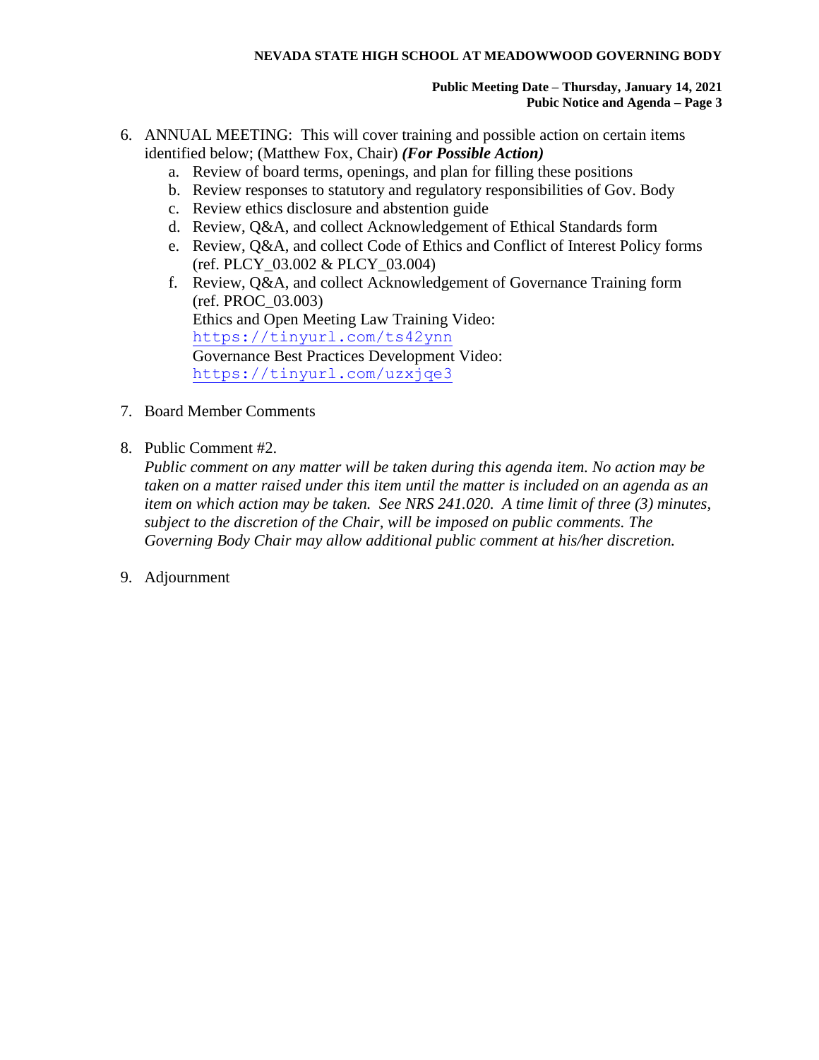6. ANNUAL MEETING: This will cover training and possible action on certain items identified below; (Matthew Fox, Chair) ***(For Possible Action)***
   a. Review of board terms, openings, and plan for filling these positions
   b. Review responses to statutory and regulatory responsibilities of Gov. Body
   c. Review ethics disclosure and abstention guide
   d. Review, Q&A, and collect Acknowledgement of Ethical Standards form
   e. Review, Q&A, and collect Code of Ethics and Conflict of Interest Policy forms (ref. PLCY_03.002 & PLCY_03.004)
   f. Review, Q&A, and collect Acknowledgement of Governance Training form (ref. PROC_03.003)
      Ethics and Open Meeting Law Training Video:
      https://tinyurl.com/ts42ynn
      Governance Best Practices Development Video:
      https://tinyurl.com/uzxjqe3

7. Board Member Comments

8. Public Comment #2.
   *Public comment on any matter will be taken during this agenda item. No action may be taken on a matter raised under this item until the matter is included on an agenda as an item on which action may be taken. See NRS 241.020. A time limit of three (3) minutes, subject to the discretion of the Chair, will be imposed on public comments. The Governing Body Chair may allow additional public comment at his/her discretion.*

9. Adjournment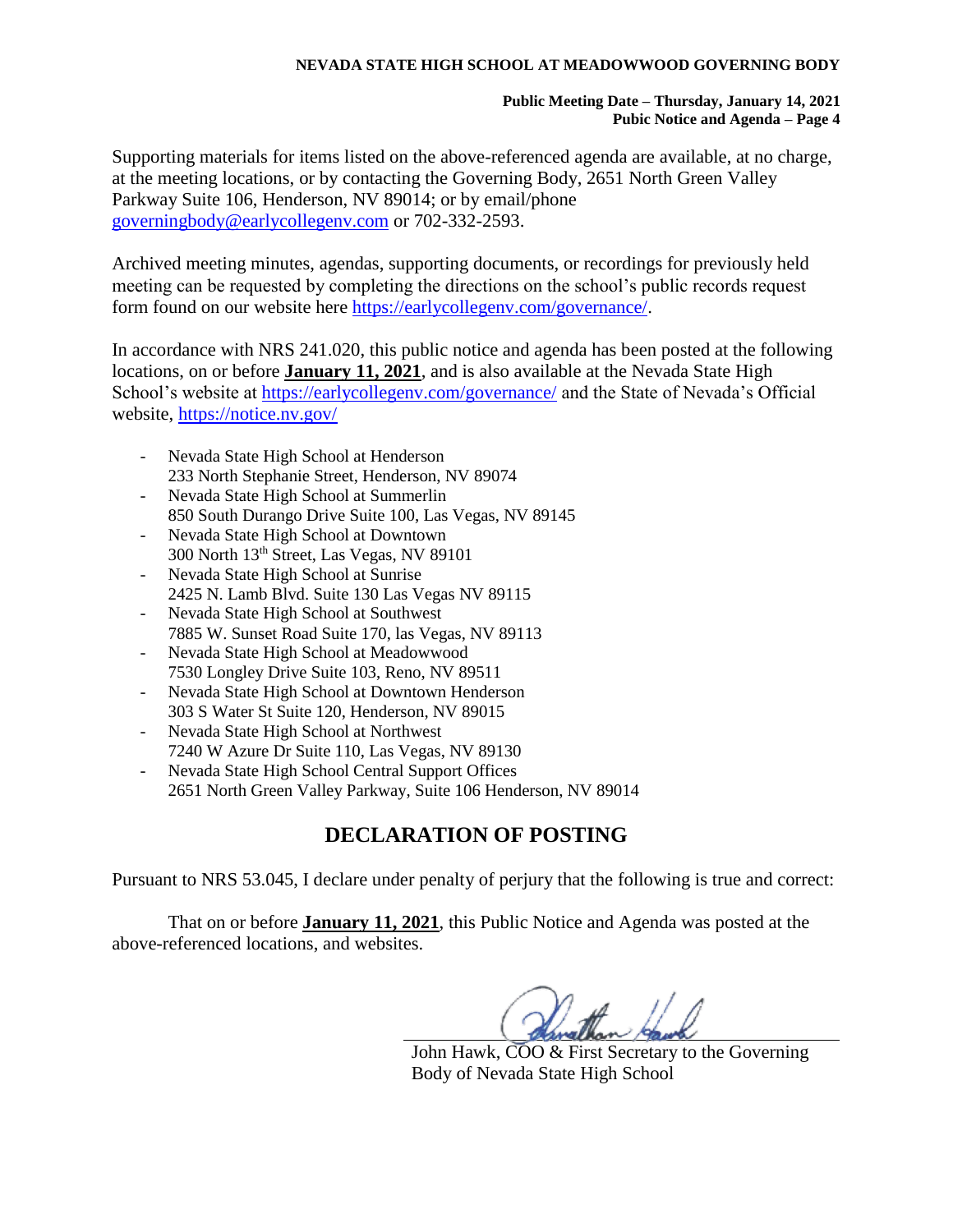Supporting materials for items listed on the above-referenced agenda are available, at no charge, at the meeting locations, or by contacting the Governing Body, 2651 North Green Valley Parkway Suite 106, Henderson, NV 89014; or by email/phone governingbody@earlycollegenv.com or 702-332-2593.

Archived meeting minutes, agendas, supporting documents, or recordings for previously held meeting can be requested by completing the directions on the school's public records request form found on our website here https://earlycollegenv.com/governance/.

In accordance with NRS 241.020, this public notice and agenda has been posted at the following locations, on or before **January 11, 2021**, and is also available at the Nevada State High School's website at https://earlycollegenv.com/governance/ and the State of Nevada's Official website, https://notice.nv.gov/

- Nevada State High School at Henderson
  233 North Stephanie Street, Henderson, NV 89074
- Nevada State High School at Summerlin
  850 South Durango Drive Suite 100, Las Vegas, NV 89145
- Nevada State High School at Downtown
  300 North 13th Street, Las Vegas, NV 89101
- Nevada State High School at Sunrise
  2425 N. Lamb Blvd. Suite 130 Las Vegas NV 89115
- Nevada State High School at Southwest
  7885 W. Sunset Road Suite 170, las Vegas, NV 89113
- Nevada State High School at Meadowwood
  7530 Longley Drive Suite 103, Reno, NV 89511
- Nevada State High School at Downtown Henderson
  303 S Water St Suite 120, Henderson, NV 89015
- Nevada State High School at Northwest
  7240 W Azure Dr Suite 110, Las Vegas, NV 89130
- Nevada State High School Central Support Offices
  2651 North Green Valley Parkway, Suite 106 Henderson, NV 89014

## DECLARATION OF POSTING

Pursuant to NRS 53.045, I declare under penalty of perjury that the following is true and correct:

That on or before **January 11, 2021**, this Public Notice and Agenda was posted at the above-referenced locations, and websites.

John Hawk, COO & First Secretary to the Governing Body of Nevada State High School